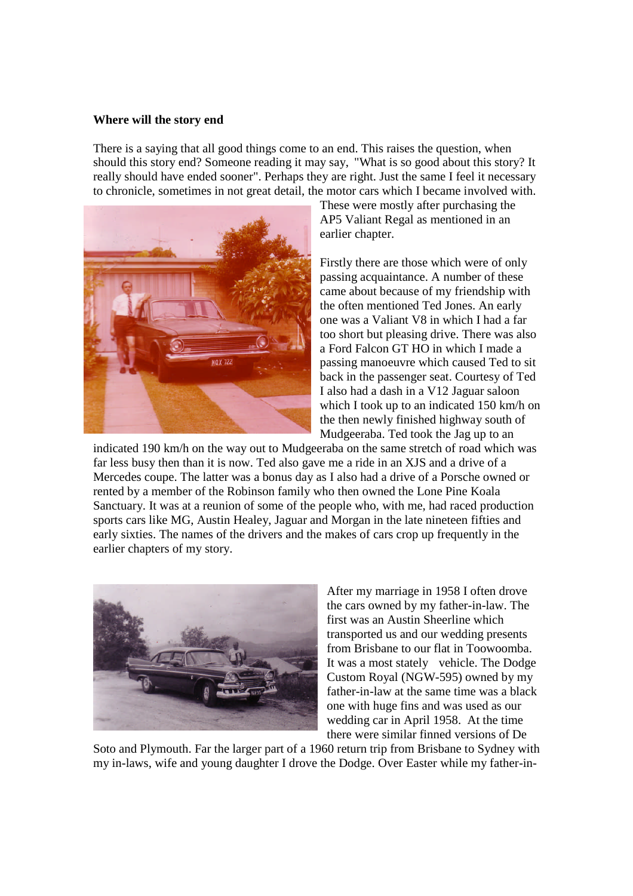**Where will the story end**

There is a saying that all good things come to an end. This raises the question, when should this story end? Someone reading it may say, "What is so good about this story? It really should have ended sooner". Perhaps they are right. Just the same I feel it necessary to chronicle, sometimes in not great detail, the motor cars which I became involved with. These were mostly after purchasing the AP5 Valiant Regal as mentioned in an earlier chapter.

Firstly there are those which were of only passing acquaintance. A number of these came about because of my friendship with the often mentioned Ted Jones. An early one was a Valiant V8 in which I had a far too short but pleasing drive. There was also a Ford Falcon GT HO in which I made a passing manoeuvre which caused Ted to sit back in the passenger seat. Courtesy of Ted I also had a dash in a V12 Jaguar saloon which I took up to an indicated 150 km/h on the then newly finished highway south of Mudgeeraba. Ted took the Jag up to an indicated 190 km/h on the way out to Mudgeeraba on the same stretch of road which was far less busy then than it is now. Ted also gave me a ride in an XJS and a drive of a Mercedes coupe. The latter was a bonus day as I also had a drive of a Porsche owned or rented by a member of the Robinson family who then owned the Lone Pine Koala Sanctuary. It was at a reunion of some of the people who, with me, had raced production sports cars like MG, Austin Healey, Jaguar and Morgan in the late nineteen fifties and early sixties. The names of the drivers and the makes of cars crop up frequently in the earlier chapters of my story.

After my marriage in 1958 I often drove the cars owned by my father-in-law. The first was an Austin Sheerline which transported us and our wedding presents from Brisbane to our flat in Toowoomba. It was a most stately vehicle. The Dodge Custom Royal (NGW-595) owned by my father-in-law at the same time was a black one with huge fins and was used as our wedding car in April 1958. At the time there were similar finned versions of De Soto and Plymouth. Far the larger part of a 1960 return trip from Brisbane to Sydney with my in-laws, wife and young daughter I drove the Dodge. Over Easter while my father-in-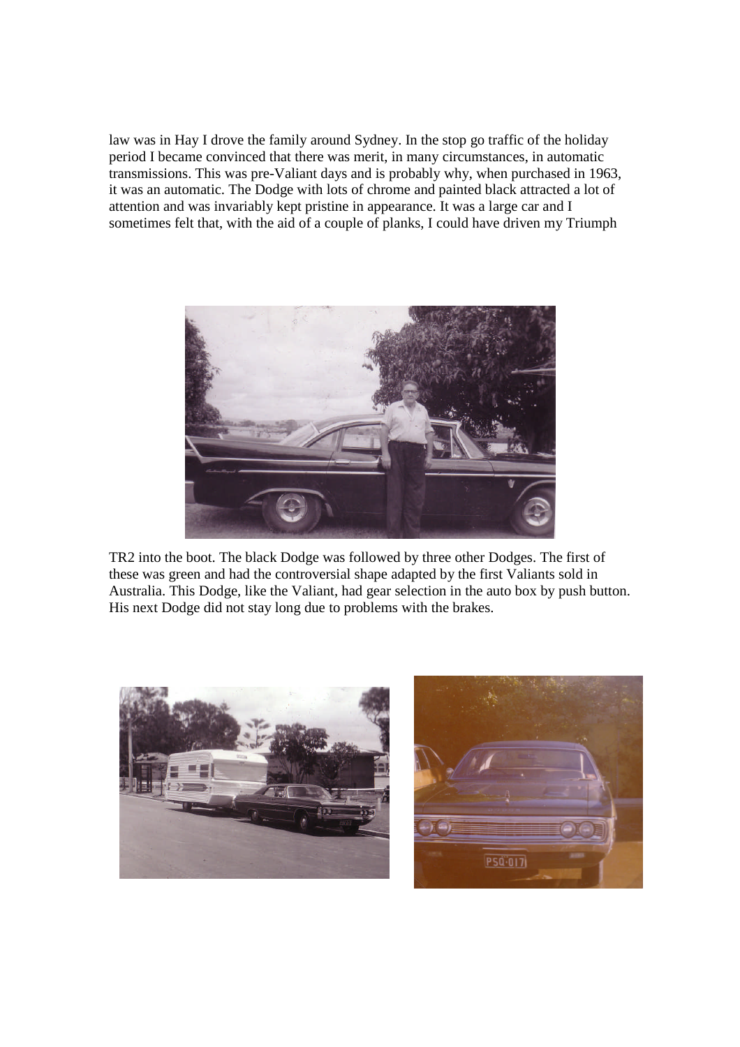law was in Hay I drove the family around Sydney. In the stop go traffic of the holiday period I became convinced that there was merit, in many circumstances, in automatic transmissions. This was pre-Valiant days and is probably why, when purchased in 1963, it was an automatic. The Dodge with lots of chrome and painted black attracted a lot of attention and was invariably kept pristine in appearance. It was a large car and I sometimes felt that, with the aid of a couple of planks, I could have driven my Triumph TR2 into the boot. The black Dodge was followed by three other Dodges. The first of these was green and had the controversial shape adapted by the first Valiants sold in Australia. This Dodge, like the Valiant, had gear selection in the auto box by push button. His next Dodge did not stay long due to problems with the brakes.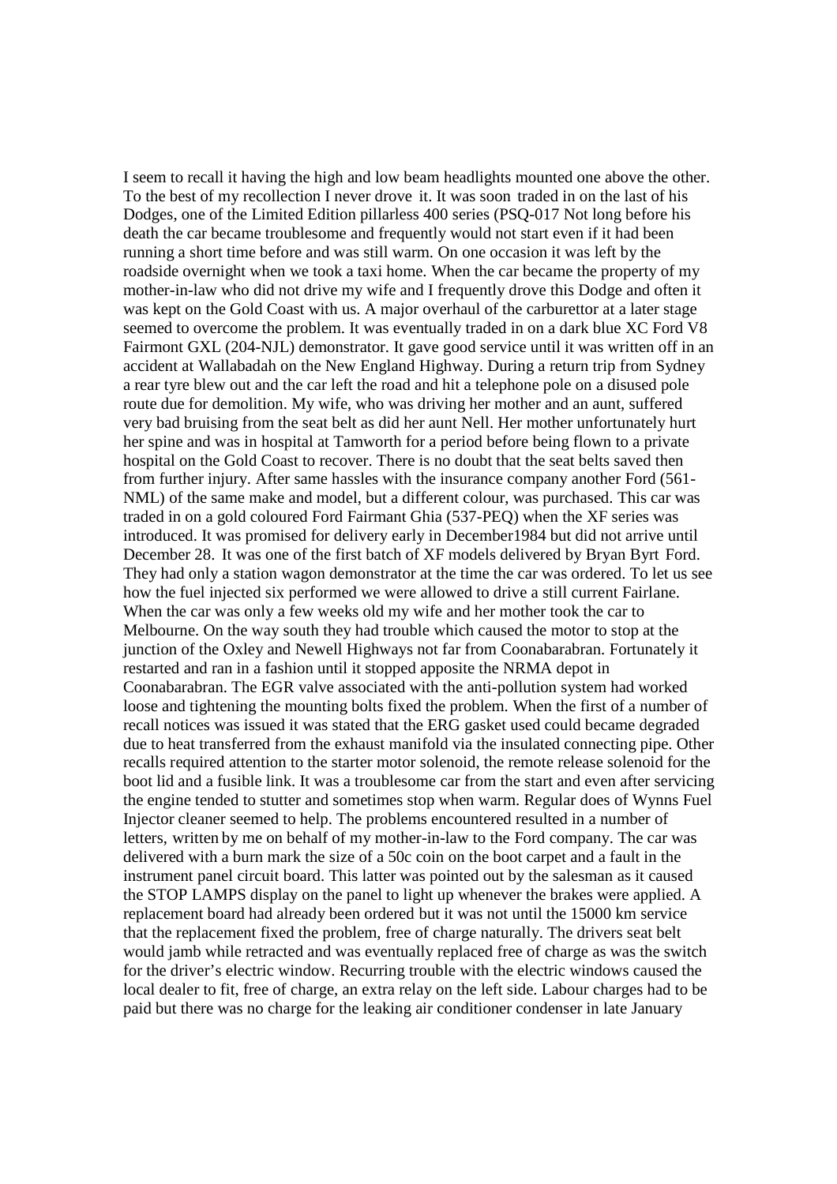I seem to recall it having the high and low beam headlights mounted one above the other. To the best of my recollection I never drove it. It was soon traded in on the last of his Dodges, one of the Limited Edition pillarless 400 series (PSQ-017 Not long before his death the car became troublesome and frequently would not start even if it had been running a short time before and was still warm. On one occasion it was left by the roadside overnight when we took a taxi home. When the car became the property of my mother-in-law who did not drive my wife and I frequently drove this Dodge and often it was kept on the Gold Coast with us. A major overhaul of the carburettor at a later stage seemed to overcome the problem. It was eventually traded in on a dark blue XC Ford V8 Fairmont GXL (204-NJL) demonstrator. It gave good service until it was written off in an accident at Wallabadah on the New England Highway. During a return trip from Sydney a rear tyre blew out and the car left the road and hit a telephone pole on a disused pole route due for demolition. My wife, who was driving her mother and an aunt, suffered very bad bruising from the seat belt as did her aunt Nell. Her mother unfortunately hurt her spine and was in hospital at Tamworth for a period before being flown to a private hospital on the Gold Coast to recover. There is no doubt that the seat belts saved then from further injury. After same hassles with the insurance company another Ford (561-NML) of the same make and model, but a different colour, was purchased. This car was traded in on a gold coloured Ford Fairmant Ghia (537-PEQ) when the XF series was introduced. It was promised for delivery early in December1984 but did not arrive until December 28. It was one of the first batch of XF models delivered by Bryan Byrt Ford. They had only a station wagon demonstrator at the time the car was ordered. To let us see how the fuel injected six performed we were allowed to drive a still current Fairlane. When the car was only a few weeks old my wife and her mother took the car to Melbourne. On the way south they had trouble which caused the motor to stop at the junction of the Oxley and Newell Highways not far from Coonabarabran. Fortunately it restarted and ran in a fashion until it stopped apposite the NRMA depot in Coonabarabran. The EGR valve associated with the anti-pollution system had worked loose and tightening the mounting bolts fixed the problem. When the first of a number of recall notices was issued it was stated that the ERG gasket used could became degraded due to heat transferred from the exhaust manifold via the insulated connecting pipe. Other recalls required attention to the starter motor solenoid, the remote release solenoid for the boot lid and a fusible link. It was a troublesome car from the start and even after servicing the engine tended to stutter and sometimes stop when warm. Regular does of Wynns Fuel Injector cleaner seemed to help. The problems encountered resulted in a number of letters, written by me on behalf of my mother-in-law to the Ford company. The car was delivered with a burn mark the size of a 50c coin on the boot carpet and a fault in the instrument panel circuit board. This latter was pointed out by the salesman as it caused the STOP LAMPS display on the panel to light up whenever the brakes were applied. A replacement board had already been ordered but it was not until the 15000 km service that the replacement fixed the problem, free of charge naturally. The drivers seat belt would jamb while retracted and was eventually replaced free of charge as was the switch for the driver's electric window. Recurring trouble with the electric windows caused the local dealer to fit, free of charge, an extra relay on the left side. Labour charges had to be paid but there was no charge for the leaking air conditioner condenser in late January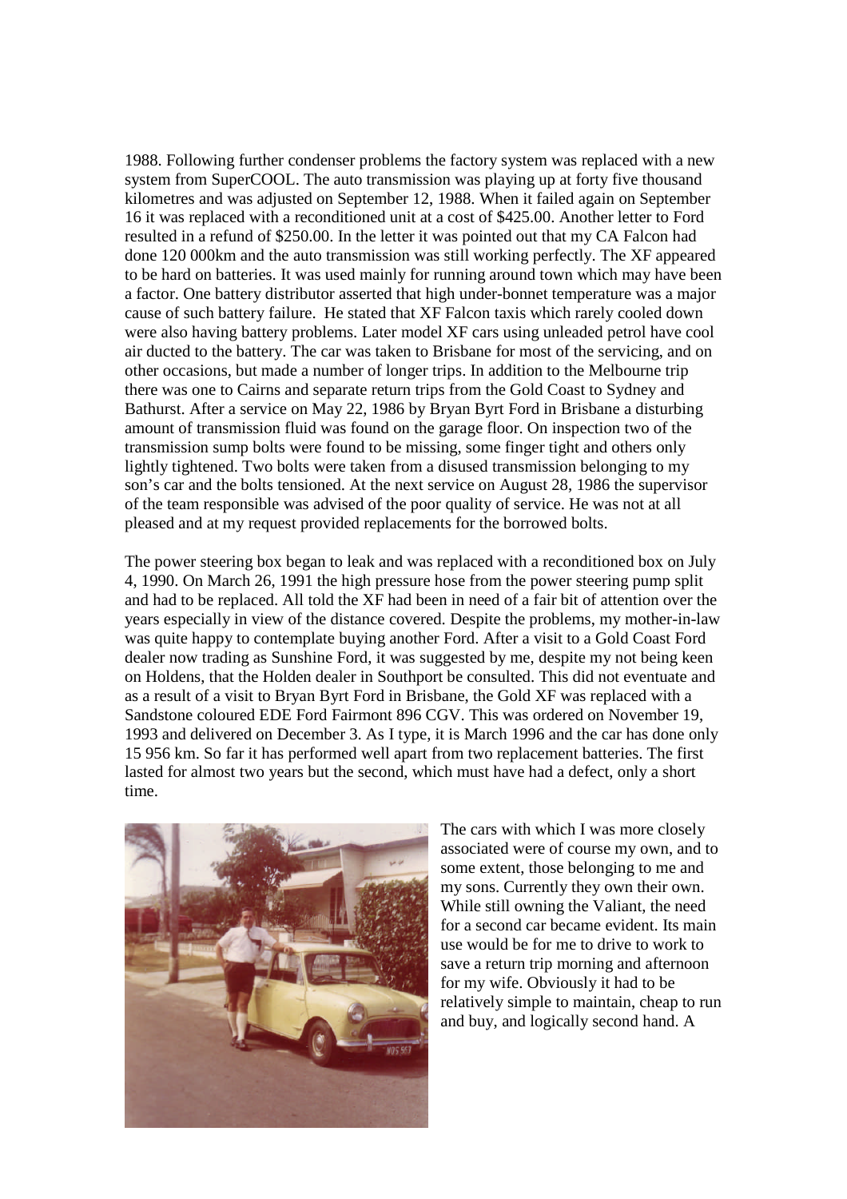1988. Following further condenser problems the factory system was replaced with a new system from SuperCOOL. The auto transmission was playing up at forty five thousand kilometres and was adjusted on September 12, 1988. When it failed again on September 16 it was replaced with a reconditioned unit at a cost of $425.00. Another letter to Ford resulted in a refund of $250.00. In the letter it was pointed out that my CA Falcon had done 120 000km and the auto transmission was still working perfectly. The XF appeared to be hard on batteries. It was used mainly for running around town which may have been a factor. One battery distributor asserted that high under-bonnet temperature was a major cause of such battery failure. He stated that XF Falcon taxis which rarely cooled down were also having battery problems. Later model XF cars using unleaded petrol have cool air ducted to the battery. The car was taken to Brisbane for most of the servicing, and on other occasions, but made a number of longer trips. In addition to the Melbourne trip there was one to Cairns and separate return trips from the Gold Coast to Sydney and Bathurst. After a service on May 22, 1986 by Bryan Byrt Ford in Brisbane a disturbing amount of transmission fluid was found on the garage floor. On inspection two of the transmission sump bolts were found to be missing, some finger tight and others only lightly tightened. Two bolts were taken from a disused transmission belonging to my son's car and the bolts tensioned. At the next service on August 28, 1986 the supervisor of the team responsible was advised of the poor quality of service. He was not at all pleased and at my request provided replacements for the borrowed bolts.

The power steering box began to leak and was replaced with a reconditioned box on July 4, 1990. On March 26, 1991 the high pressure hose from the power steering pump split and had to be replaced. All told the XF had been in need of a fair bit of attention over the years especially in view of the distance covered. Despite the problems, my mother-in-law was quite happy to contemplate buying another Ford. After a visit to a Gold Coast Ford dealer now trading as Sunshine Ford, it was suggested by me, despite my not being keen on Holdens, that the Holden dealer in Southport be consulted. This did not eventuate and as a result of a visit to Bryan Byrt Ford in Brisbane, the Gold XF was replaced with a Sandstone coloured EDE Ford Fairmont 896 CGV. This was ordered on November 19, 1993 and delivered on December 3. As I type, it is March 1996 and the car has done only 15 956 km. So far it has performed well apart from two replacement batteries. The first lasted for almost two years but the second, which must have had a defect, only a short time.

The cars with which I was more closely associated were of course my own, and to some extent, those belonging to me and my sons. Currently they own their own. While still owning the Valiant, the need for a second car became evident. Its main use would be for me to drive to work to save a return trip morning and afternoon for my wife. Obviously it had to be relatively simple to maintain, cheap to run and buy, and logically second hand. A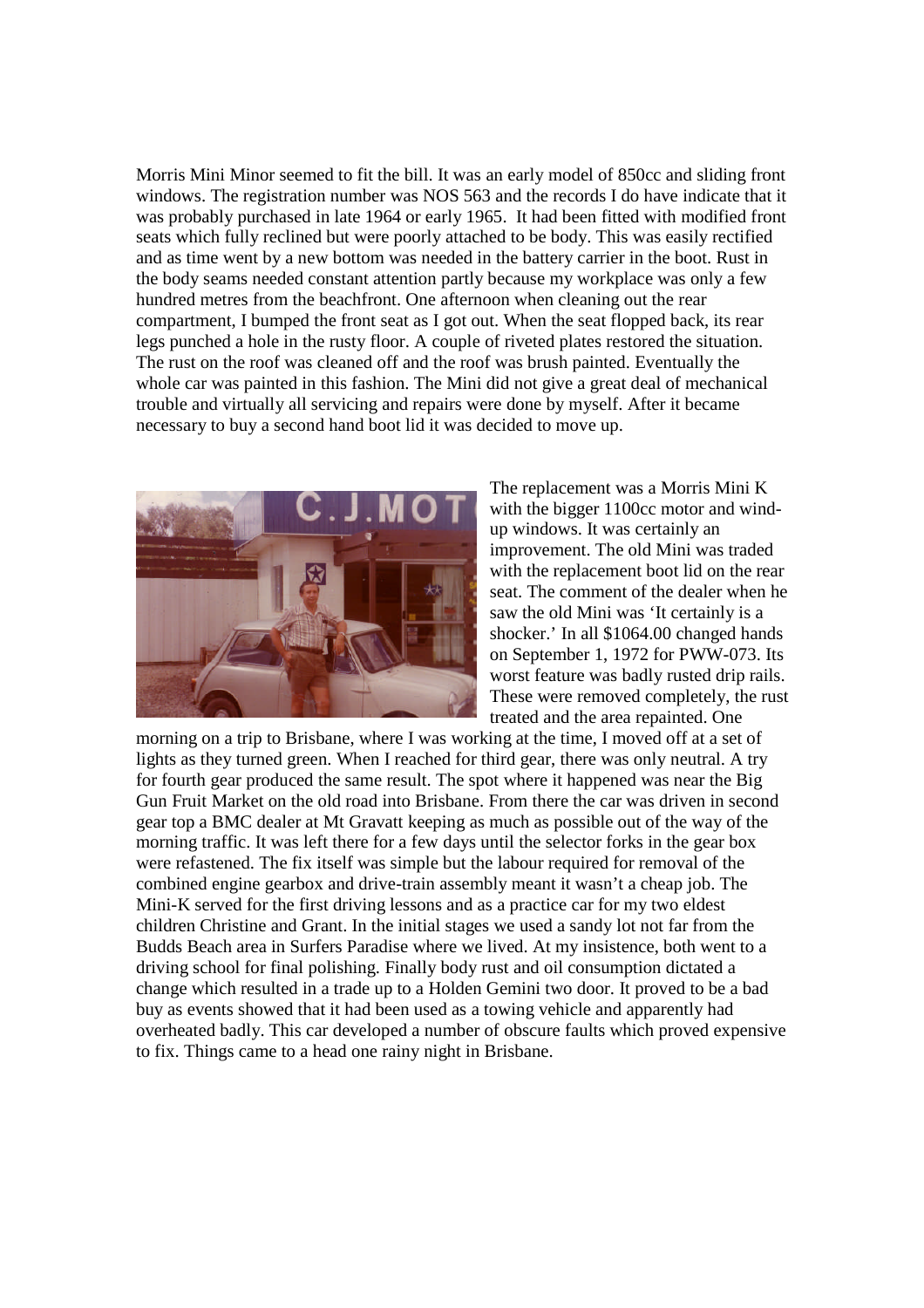Morris Mini Minor seemed to fit the bill. It was an early model of 850cc and sliding front windows. The registration number was NOS 563 and the records I do have indicate that it was probably purchased in late 1964 or early 1965. It had been fitted with modified front seats which fully reclined but were poorly attached to be body. This was easily rectified and as time went by a new bottom was needed in the battery carrier in the boot. Rust in the body seams needed constant attention partly because my workplace was only a few hundred metres from the beachfront. One afternoon when cleaning out the rear compartment, I bumped the front seat as I got out. When the seat flopped back, its rear legs punched a hole in the rusty floor. A couple of riveted plates restored the situation. The rust on the roof was cleaned off and the roof was brush painted. Eventually the whole car was painted in this fashion. The Mini did not give a great deal of mechanical trouble and virtually all servicing and repairs were done by myself. After it became necessary to buy a second hand boot lid it was decided to move up.

The replacement was a Morris Mini K with the bigger 1100cc motor and wind-up windows. It was certainly an improvement. The old Mini was traded with the replacement boot lid on the rear seat. The comment of the dealer when he saw the old Mini was 'It certainly is a shocker.' In all $1064.00 changed hands on September 1, 1972 for PWW-073. Its worst feature was badly rusted drip rails. These were removed completely, the rust treated and the area repainted. One morning on a trip to Brisbane, where I was working at the time, I moved off at a set of lights as they turned green. When I reached for third gear, there was only neutral. A try for fourth gear produced the same result. The spot where it happened was near the Big Gun Fruit Market on the old road into Brisbane. From there the car was driven in second gear top a BMC dealer at Mt Gravatt keeping as much as possible out of the way of the morning traffic. It was left there for a few days until the selector forks in the gear box were refastened. The fix itself was simple but the labour required for removal of the combined engine gearbox and drive-train assembly meant it wasn't a cheap job. The Mini-K served for the first driving lessons and as a practice car for my two eldest children Christine and Grant. In the initial stages we used a sandy lot not far from the Budds Beach area in Surfers Paradise where we lived. At my insistence, both went to a driving school for final polishing. Finally body rust and oil consumption dictated a change which resulted in a trade up to a Holden Gemini two door. It proved to be a bad buy as events showed that it had been used as a towing vehicle and apparently had overheated badly. This car developed a number of obscure faults which proved expensive to fix. Things came to a head one rainy night in Brisbane.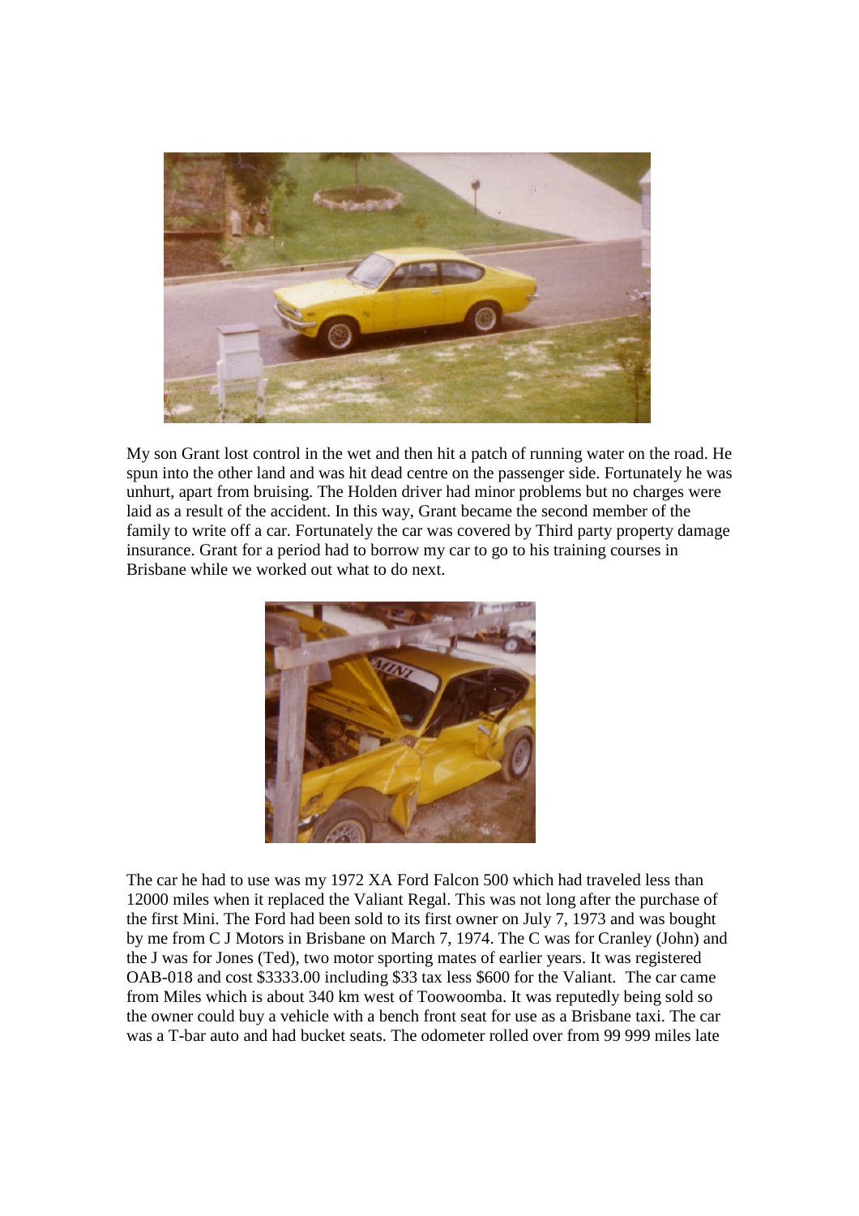My son Grant lost control in the wet and then hit a patch of running water on the road. He spun into the other land and was hit dead centre on the passenger side. Fortunately he was unhurt, apart from bruising. The Holden driver had minor problems but no charges were laid as a result of the accident. In this way, Grant became the second member of the family to write off a car. Fortunately the car was covered by Third party property damage insurance. Grant for a period had to borrow my car to go to his training courses in Brisbane while we worked out what to do next.

The car he had to use was my 1972 XA Ford Falcon 500 which had traveled less than 12000 miles when it replaced the Valiant Regal. This was not long after the purchase of the first Mini. The Ford had been sold to its first owner on July 7, 1973 and was bought by me from C J Motors in Brisbane on March 7, 1974. The C was for Cranley (John) and the J was for Jones (Ted), two motor sporting mates of earlier years. It was registered OAB-018 and cost $3333.00 including $33 tax less $600 for the Valiant. The car came from Miles which is about 340 km west of Toowoomba. It was reputedly being sold so the owner could buy a vehicle with a bench front seat for use as a Brisbane taxi. The car was a T-bar auto and had bucket seats. The odometer rolled over from 99 999 miles late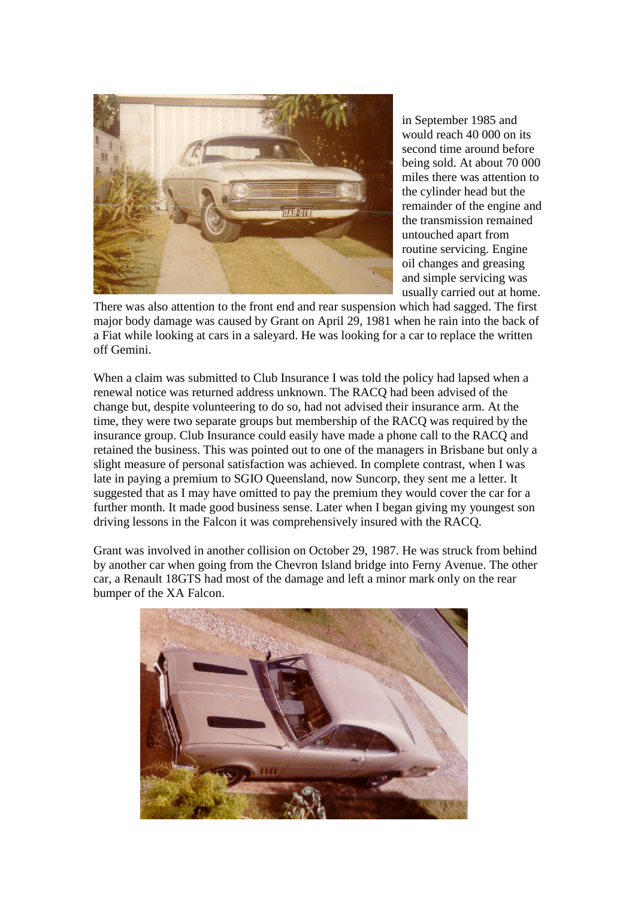in September 1985 and would reach 40 000 on its second time around before being sold. At about 70 000 miles there was attention to the cylinder head but the remainder of the engine and the transmission remained untouched apart from routine servicing. Engine oil changes and greasing and simple servicing was usually carried out at home. There was also attention to the front end and rear suspension which had sagged. The first major body damage was caused by Grant on April 29, 1981 when he rain into the back of a Fiat while looking at cars in a saleyard. He was looking for a car to replace the written off Gemini.

When a claim was submitted to Club Insurance I was told the policy had lapsed when a renewal notice was returned address unknown. The RACQ had been advised of the change but, despite volunteering to do so, had not advised their insurance arm. At the time, they were two separate groups but membership of the RACQ was required by the insurance group. Club Insurance could easily have made a phone call to the RACQ and retained the business. This was pointed out to one of the managers in Brisbane but only a slight measure of personal satisfaction was achieved. In complete contrast, when I was late in paying a premium to SGIO Queensland, now Suncorp, they sent me a letter. It suggested that as I may have omitted to pay the premium they would cover the car for a further month. It made good business sense. Later when I began giving my youngest son driving lessons in the Falcon it was comprehensively insured with the RACQ.

Grant was involved in another collision on October 29, 1987. He was struck from behind by another car when going from the Chevron Island bridge into Ferny Avenue. The other car, a Renault 18GTS had most of the damage and left a minor mark only on the rear bumper of the XA Falcon.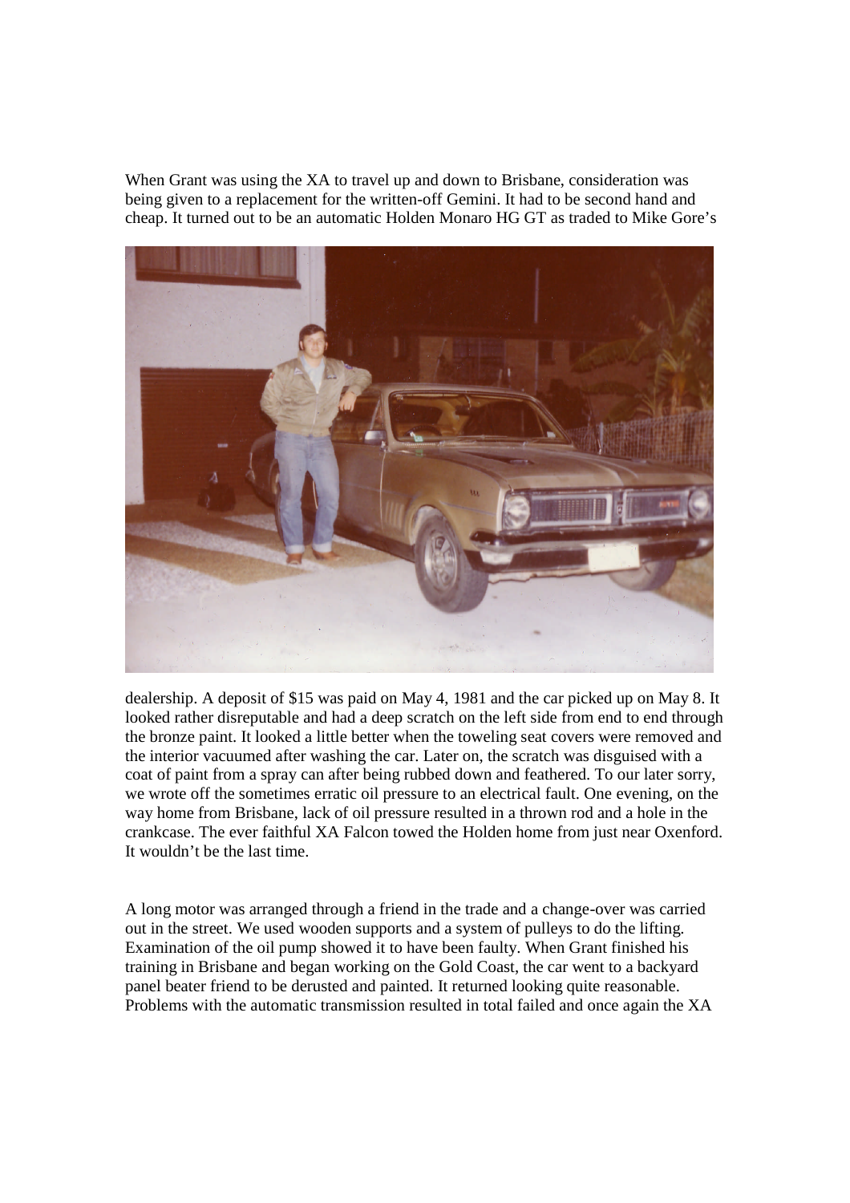When Grant was using the XA to travel up and down to Brisbane, consideration was being given to a replacement for the written-off Gemini. It had to be second hand and cheap. It turned out to be an automatic Holden Monaro HG GT as traded to Mike Gore's dealership. A deposit of $15 was paid on May 4, 1981 and the car picked up on May 8. It looked rather disreputable and had a deep scratch on the left side from end to end through the bronze paint. It looked a little better when the toweling seat covers were removed and the interior vacuumed after washing the car. Later on, the scratch was disguised with a coat of paint from a spray can after being rubbed down and feathered. To our later sorry, we wrote off the sometimes erratic oil pressure to an electrical fault. One evening, on the way home from Brisbane, lack of oil pressure resulted in a thrown rod and a hole in the crankcase. The ever faithful XA Falcon towed the Holden home from just near Oxenford. It wouldn't be the last time.

A long motor was arranged through a friend in the trade and a change-over was carried out in the street. We used wooden supports and a system of pulleys to do the lifting. Examination of the oil pump showed it to have been faulty. When Grant finished his training in Brisbane and began working on the Gold Coast, the car went to a backyard panel beater friend to be derusted and painted. It returned looking quite reasonable. Problems with the automatic transmission resulted in total failed and once again the XA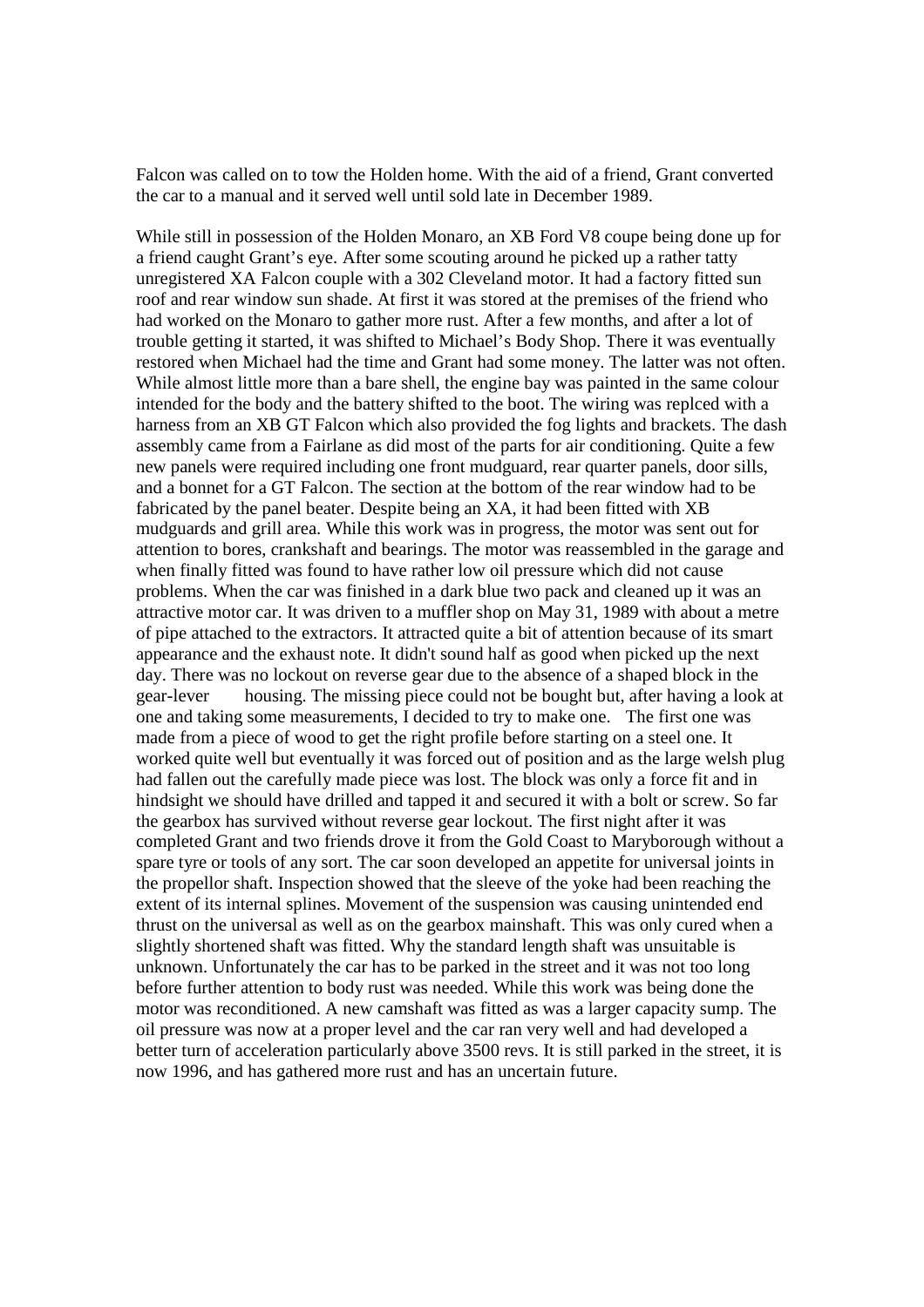Falcon was called on to tow the Holden home. With the aid of a friend, Grant converted the car to a manual and it served well until sold late in December 1989.

While still in possession of the Holden Monaro, an XB Ford V8 coupe being done up for a friend caught Grant's eye. After some scouting around he picked up a rather tatty unregistered XA Falcon couple with a 302 Cleveland motor. It had a factory fitted sun roof and rear window sun shade. At first it was stored at the premises of the friend who had worked on the Monaro to gather more rust. After a few months, and after a lot of trouble getting it started, it was shifted to Michael's Body Shop. There it was eventually restored when Michael had the time and Grant had some money. The latter was not often. While almost little more than a bare shell, the engine bay was painted in the same colour intended for the body and the battery shifted to the boot. The wiring was replced with a harness from an XB GT Falcon which also provided the fog lights and brackets. The dash assembly came from a Fairlane as did most of the parts for air conditioning. Quite a few new panels were required including one front mudguard, rear quarter panels, door sills, and a bonnet for a GT Falcon. The section at the bottom of the rear window had to be fabricated by the panel beater. Despite being an XA, it had been fitted with XB mudguards and grill area. While this work was in progress, the motor was sent out for attention to bores, crankshaft and bearings. The motor was reassembled in the garage and when finally fitted was found to have rather low oil pressure which did not cause problems. When the car was finished in a dark blue two pack and cleaned up it was an attractive motor car. It was driven to a muffler shop on May 31, 1989 with about a metre of pipe attached to the extractors. It attracted quite a bit of attention because of its smart appearance and the exhaust note. It didn't sound half as good when picked up the next day. There was no lockout on reverse gear due to the absence of a shaped block in the gear-lever housing. The missing piece could not be bought but, after having a look at one and taking some measurements, I decided to try to make one. The first one was made from a piece of wood to get the right profile before starting on a steel one. It worked quite well but eventually it was forced out of position and as the large welsh plug had fallen out the carefully made piece was lost. The block was only a force fit and in hindsight we should have drilled and tapped it and secured it with a bolt or screw. So far the gearbox has survived without reverse gear lockout. The first night after it was completed Grant and two friends drove it from the Gold Coast to Maryborough without a spare tyre or tools of any sort. The car soon developed an appetite for universal joints in the propellor shaft. Inspection showed that the sleeve of the yoke had been reaching the extent of its internal splines. Movement of the suspension was causing unintended end thrust on the universal as well as on the gearbox mainshaft. This was only cured when a slightly shortened shaft was fitted. Why the standard length shaft was unsuitable is unknown. Unfortunately the car has to be parked in the street and it was not too long before further attention to body rust was needed. While this work was being done the motor was reconditioned. A new camshaft was fitted as was a larger capacity sump. The oil pressure was now at a proper level and the car ran very well and had developed a better turn of acceleration particularly above 3500 revs. It is still parked in the street, it is now 1996, and has gathered more rust and has an uncertain future.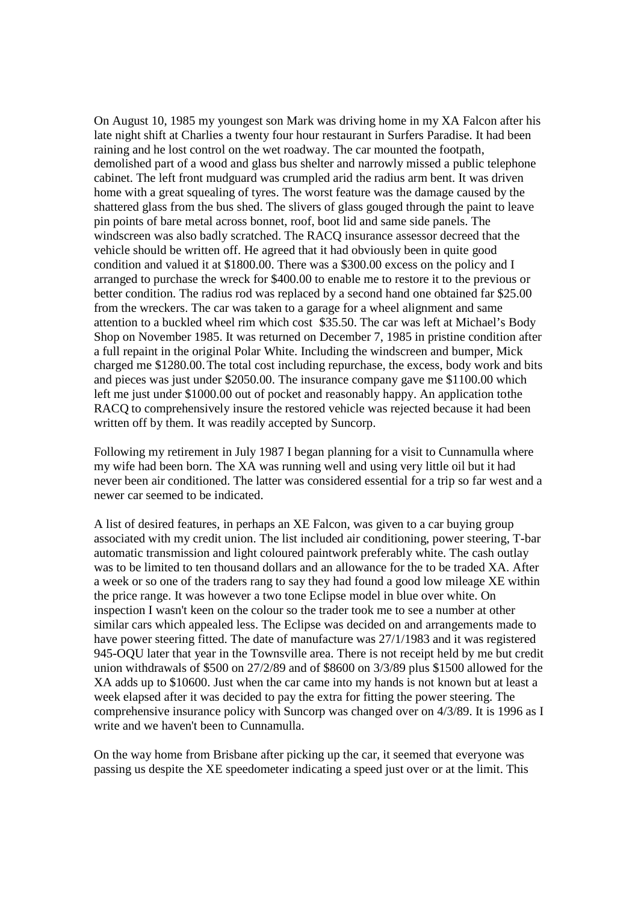On August 10, 1985 my youngest son Mark was driving home in my XA Falcon after his late night shift at Charlies a twenty four hour restaurant in Surfers Paradise. It had been raining and he lost control on the wet roadway. The car mounted the footpath, demolished part of a wood and glass bus shelter and narrowly missed a public telephone cabinet. The left front mudguard was crumpled arid the radius arm bent. It was driven home with a great squealing of tyres. The worst feature was the damage caused by the shattered glass from the bus shed. The slivers of glass gouged through the paint to leave pin points of bare metal across bonnet, roof, boot lid and same side panels. The windscreen was also badly scratched. The RACQ insurance assessor decreed that the vehicle should be written off. He agreed that it had obviously been in quite good condition and valued it at $1800.00. There was a $300.00 excess on the policy and I arranged to purchase the wreck for $400.00 to enable me to restore it to the previous or better condition. The radius rod was replaced by a second hand one obtained far $25.00 from the wreckers. The car was taken to a garage for a wheel alignment and same attention to a buckled wheel rim which cost $35.50. The car was left at Michael's Body Shop on November 1985. It was returned on December 7, 1985 in pristine condition after a full repaint in the original Polar White. Including the windscreen and bumper, Mick charged me $1280.00. The total cost including repurchase, the excess, body work and bits and pieces was just under $2050.00. The insurance company gave me $1100.00 which left me just under $1000.00 out of pocket and reasonably happy. An application tothe RACQ to comprehensively insure the restored vehicle was rejected because it had been written off by them. It was readily accepted by Suncorp.

Following my retirement in July 1987 I began planning for a visit to Cunnamulla where my wife had been born. The XA was running well and using very little oil but it had never been air conditioned. The latter was considered essential for a trip so far west and a newer car seemed to be indicated.

A list of desired features, in perhaps an XE Falcon, was given to a car buying group associated with my credit union. The list included air conditioning, power steering, T-bar automatic transmission and light coloured paintwork preferably white. The cash outlay was to be limited to ten thousand dollars and an allowance for the to be traded XA. After a week or so one of the traders rang to say they had found a good low mileage XE within the price range. It was however a two tone Eclipse model in blue over white. On inspection I wasn't keen on the colour so the trader took me to see a number at other similar cars which appealed less. The Eclipse was decided on and arrangements made to have power steering fitted. The date of manufacture was 27/1/1983 and it was registered 945-OQU later that year in the Townsville area. There is not receipt held by me but credit union withdrawals of $500 on 27/2/89 and of $8600 on 3/3/89 plus $1500 allowed for the XA adds up to $10600. Just when the car came into my hands is not known but at least a week elapsed after it was decided to pay the extra for fitting the power steering. The comprehensive insurance policy with Suncorp was changed over on 4/3/89. It is 1996 as I write and we haven't been to Cunnamulla.

On the way home from Brisbane after picking up the car, it seemed that everyone was passing us despite the XE speedometer indicating a speed just over or at the limit. This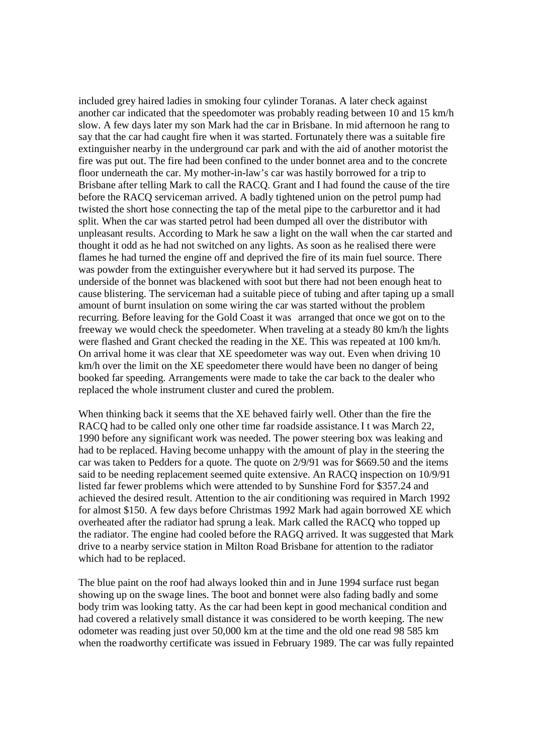included grey haired ladies in smoking four cylinder Toranas. A later check against another car indicated that the speedomoter was probably reading between 10 and 15 km/h slow. A few days later my son Mark had the car in Brisbane. In mid afternoon he rang to say that the car had caught fire when it was started. Fortunately there was a suitable fire extinguisher nearby in the underground car park and with the aid of another motorist the fire was put out. The fire had been confined to the under bonnet area and to the concrete floor underneath the car. My mother-in-law's car was hastily borrowed for a trip to Brisbane after telling Mark to call the RACQ. Grant and I had found the cause of the tire before the RACQ serviceman arrived. A badly tightened union on the petrol pump had twisted the short hose connecting the tap of the metal pipe to the carburettor and it had split. When the car was started petrol had been dumped all over the distributor with unpleasant results. According to Mark he saw a light on the wall when the car started and thought it odd as he had not switched on any lights. As soon as he realised there were flames he had turned the engine off and deprived the fire of its main fuel source. There was powder from the extinguisher everywhere but it had served its purpose. The underside of the bonnet was blackened with soot but there had not been enough heat to cause blistering. The serviceman had a suitable piece of tubing and after taping up a small amount of burnt insulation on some wiring the car was started without the problem recurring. Before leaving for the Gold Coast it was arranged that once we got on to the freeway we would check the speedometer. When traveling at a steady 80 km/h the lights were flashed and Grant checked the reading in the XE. This was repeated at 100 km/h. On arrival home it was clear that XE speedometer was way out. Even when driving 10 km/h over the limit on the XE speedometer there would have been no danger of being booked far speeding. Arrangements were made to take the car back to the dealer who replaced the whole instrument cluster and cured the problem.

When thinking back it seems that the XE behaved fairly well. Other than the fire the RACQ had to be called only one other time far roadside assistance. I t was March 22, 1990 before any significant work was needed. The power steering box was leaking and had to be replaced. Having become unhappy with the amount of play in the steering the car was taken to Pedders for a quote. The quote on 2/9/91 was for $669.50 and the items said to be needing replacement seemed quite extensive. An RACQ inspection on 10/9/91 listed far fewer problems which were attended to by Sunshine Ford for $357.24 and achieved the desired result. Attention to the air conditioning was required in March 1992 for almost $150. A few days before Christmas 1992 Mark had again borrowed XE which overheated after the radiator had sprung a leak. Mark called the RACQ who topped up the radiator. The engine had cooled before the RAGQ arrived. It was suggested that Mark drive to a nearby service station in Milton Road Brisbane for attention to the radiator which had to be replaced.

The blue paint on the roof had always looked thin and in June 1994 surface rust began showing up on the swage lines. The boot and bonnet were also fading badly and some body trim was looking tatty. As the car had been kept in good mechanical condition and had covered a relatively small distance it was considered to be worth keeping. The new odometer was reading just over 50,000 km at the time and the old one read 98 585 km when the roadworthy certificate was issued in February 1989. The car was fully repainted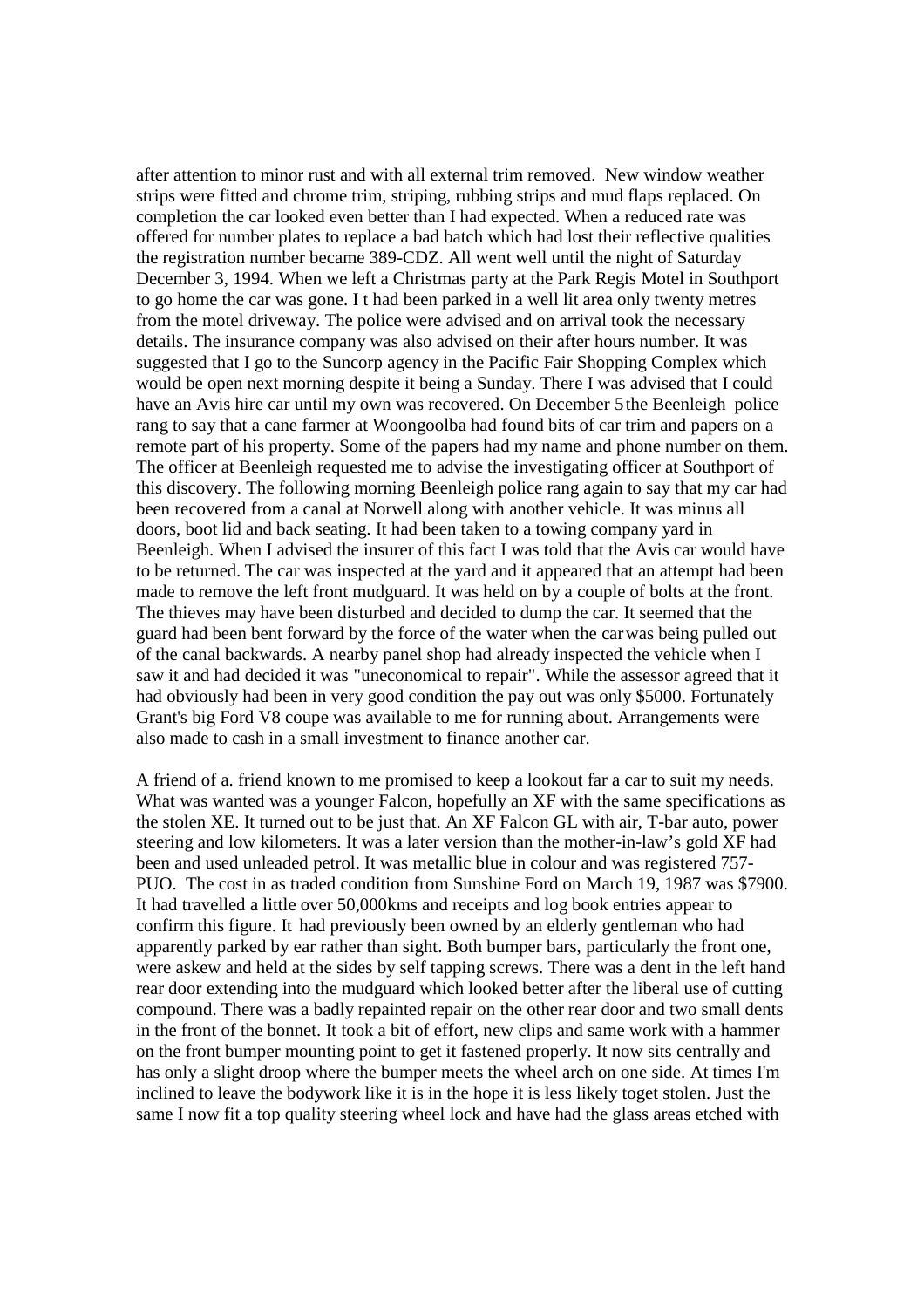after attention to minor rust and with all external trim removed. New window weather strips were fitted and chrome trim, striping, rubbing strips and mud flaps replaced. On completion the car looked even better than I had expected. When a reduced rate was offered for number plates to replace a bad batch which had lost their reflective qualities the registration number became 389-CDZ. All went well until the night of Saturday December 3, 1994. When we left a Christmas party at the Park Regis Motel in Southport to go home the car was gone. I t had been parked in a well lit area only twenty metres from the motel driveway. The police were advised and on arrival took the necessary details. The insurance company was also advised on their after hours number. It was suggested that I go to the Suncorp agency in the Pacific Fair Shopping Complex which would be open next morning despite it being a Sunday. There I was advised that I could have an Avis hire car until my own was recovered. On December 5 the Beenleigh police rang to say that a cane farmer at Woongoolba had found bits of car trim and papers on a remote part of his property. Some of the papers had my name and phone number on them. The officer at Beenleigh requested me to advise the investigating officer at Southport of this discovery. The following morning Beenleigh police rang again to say that my car had been recovered from a canal at Norwell along with another vehicle. It was minus all doors, boot lid and back seating. It had been taken to a towing company yard in Beenleigh. When I advised the insurer of this fact I was told that the Avis car would have to be returned. The car was inspected at the yard and it appeared that an attempt had been made to remove the left front mudguard. It was held on by a couple of bolts at the front. The thieves may have been disturbed and decided to dump the car. It seemed that the guard had been bent forward by the force of the water when the car was being pulled out of the canal backwards. A nearby panel shop had already inspected the vehicle when I saw it and had decided it was "uneconomical to repair". While the assessor agreed that it had obviously had been in very good condition the pay out was only $5000. Fortunately Grant's big Ford V8 coupe was available to me for running about. Arrangements were also made to cash in a small investment to finance another car.

A friend of a. friend known to me promised to keep a lookout far a car to suit my needs. What was wanted was a younger Falcon, hopefully an XF with the same specifications as the stolen XE. It turned out to be just that. An XF Falcon GL with air, T-bar auto, power steering and low kilometers. It was a later version than the mother-in-law's gold XF had been and used unleaded petrol. It was metallic blue in colour and was registered 757-PUO. The cost in as traded condition from Sunshine Ford on March 19, 1987 was $7900. It had travelled a little over 50,000kms and receipts and log book entries appear to confirm this figure. It had previously been owned by an elderly gentleman who had apparently parked by ear rather than sight. Both bumper bars, particularly the front one, were askew and held at the sides by self tapping screws. There was a dent in the left hand rear door extending into the mudguard which looked better after the liberal use of cutting compound. There was a badly repainted repair on the other rear door and two small dents in the front of the bonnet. It took a bit of effort, new clips and same work with a hammer on the front bumper mounting point to get it fastened properly. It now sits centrally and has only a slight droop where the bumper meets the wheel arch on one side. At times I'm inclined to leave the bodywork like it is in the hope it is less likely toget stolen. Just the same I now fit a top quality steering wheel lock and have had the glass areas etched with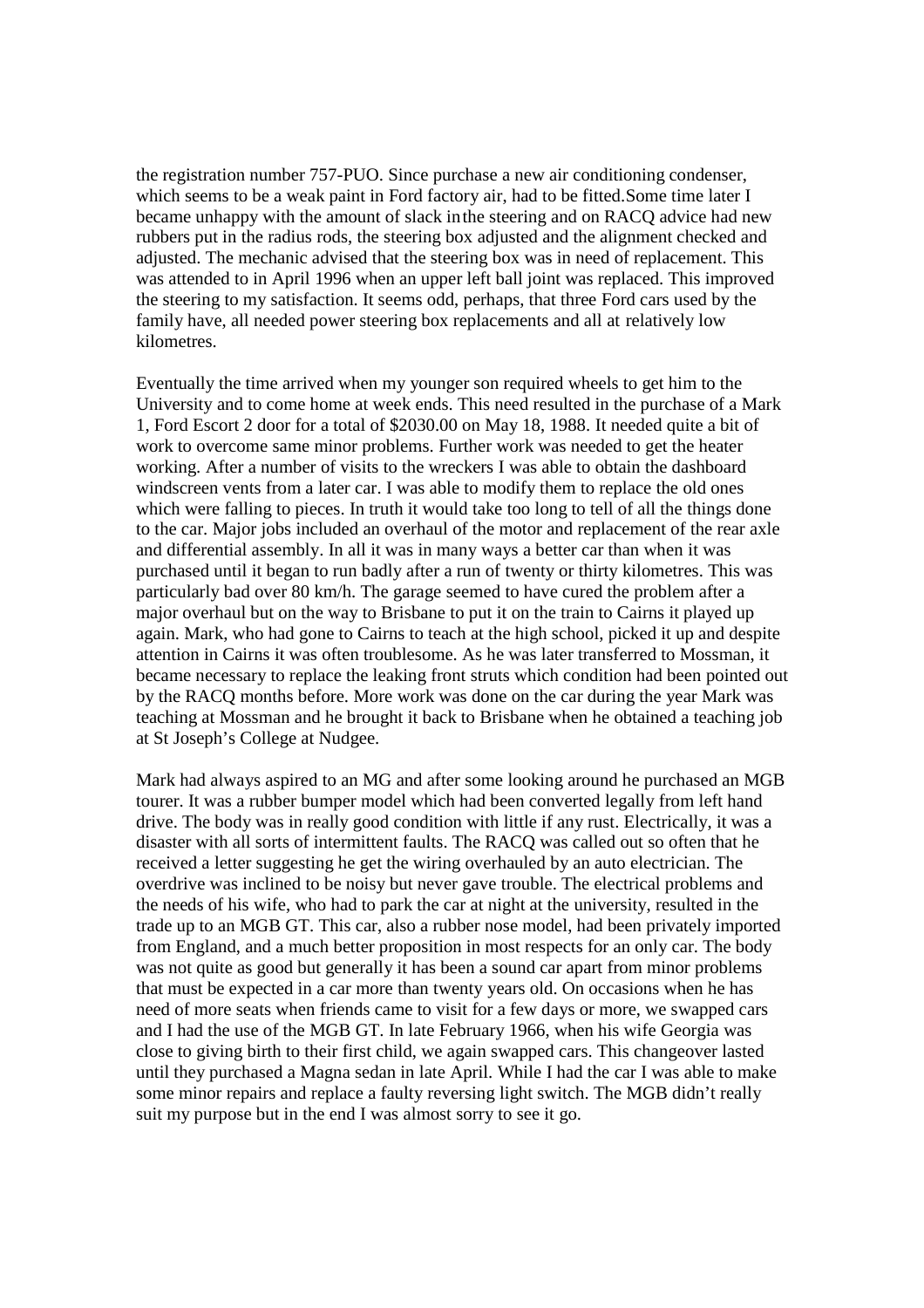the registration number 757-PUO. Since purchase a new air conditioning condenser, which seems to be a weak paint in Ford factory air, had to be fitted.Some time later I became unhappy with the amount of slack inthe steering and on RACQ advice had new rubbers put in the radius rods, the steering box adjusted and the alignment checked and adjusted. The mechanic advised that the steering box was in need of replacement. This was attended to in April 1996 when an upper left ball joint was replaced. This improved the steering to my satisfaction. It seems odd, perhaps, that three Ford cars used by the family have, all needed power steering box replacements and all at relatively low kilometres.

Eventually the time arrived when my younger son required wheels to get him to the University and to come home at week ends. This need resulted in the purchase of a Mark 1, Ford Escort 2 door for a total of $2030.00 on May 18, 1988. It needed quite a bit of work to overcome same minor problems. Further work was needed to get the heater working. After a number of visits to the wreckers I was able to obtain the dashboard windscreen vents from a later car. I was able to modify them to replace the old ones which were falling to pieces. In truth it would take too long to tell of all the things done to the car. Major jobs included an overhaul of the motor and replacement of the rear axle and differential assembly. In all it was in many ways a better car than when it was purchased until it began to run badly after a run of twenty or thirty kilometres. This was particularly bad over 80 km/h. The garage seemed to have cured the problem after a major overhaul but on the way to Brisbane to put it on the train to Cairns it played up again. Mark, who had gone to Cairns to teach at the high school, picked it up and despite attention in Cairns it was often troublesome. As he was later transferred to Mossman, it became necessary to replace the leaking front struts which condition had been pointed out by the RACQ months before. More work was done on the car during the year Mark was teaching at Mossman and he brought it back to Brisbane when he obtained a teaching job at St Joseph's College at Nudgee.

Mark had always aspired to an MG and after some looking around he purchased an MGB tourer. It was a rubber bumper model which had been converted legally from left hand drive. The body was in really good condition with little if any rust. Electrically, it was a disaster with all sorts of intermittent faults. The RACQ was called out so often that he received a letter suggesting he get the wiring overhauled by an auto electrician. The overdrive was inclined to be noisy but never gave trouble. The electrical problems and the needs of his wife, who had to park the car at night at the university, resulted in the trade up to an MGB GT. This car, also a rubber nose model, had been privately imported from England, and a much better proposition in most respects for an only car. The body was not quite as good but generally it has been a sound car apart from minor problems that must be expected in a car more than twenty years old. On occasions when he has need of more seats when friends came to visit for a few days or more, we swapped cars and I had the use of the MGB GT. In late February 1966, when his wife Georgia was close to giving birth to their first child, we again swapped cars. This changeover lasted until they purchased a Magna sedan in late April. While I had the car I was able to make some minor repairs and replace a faulty reversing light switch. The MGB didn't really suit my purpose but in the end I was almost sorry to see it go.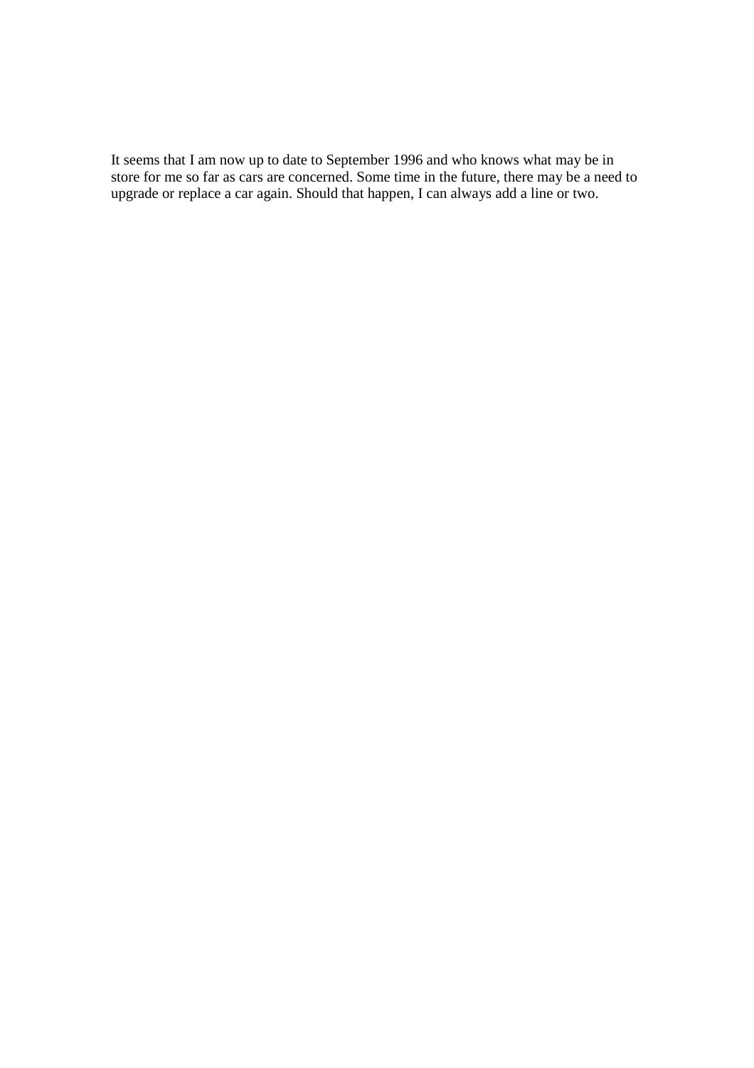It seems that I am now up to date to September 1996 and who knows what may be in store for me so far as cars are concerned. Some time in the future, there may be a need to upgrade or replace a car again. Should that happen, I can always add a line or two.